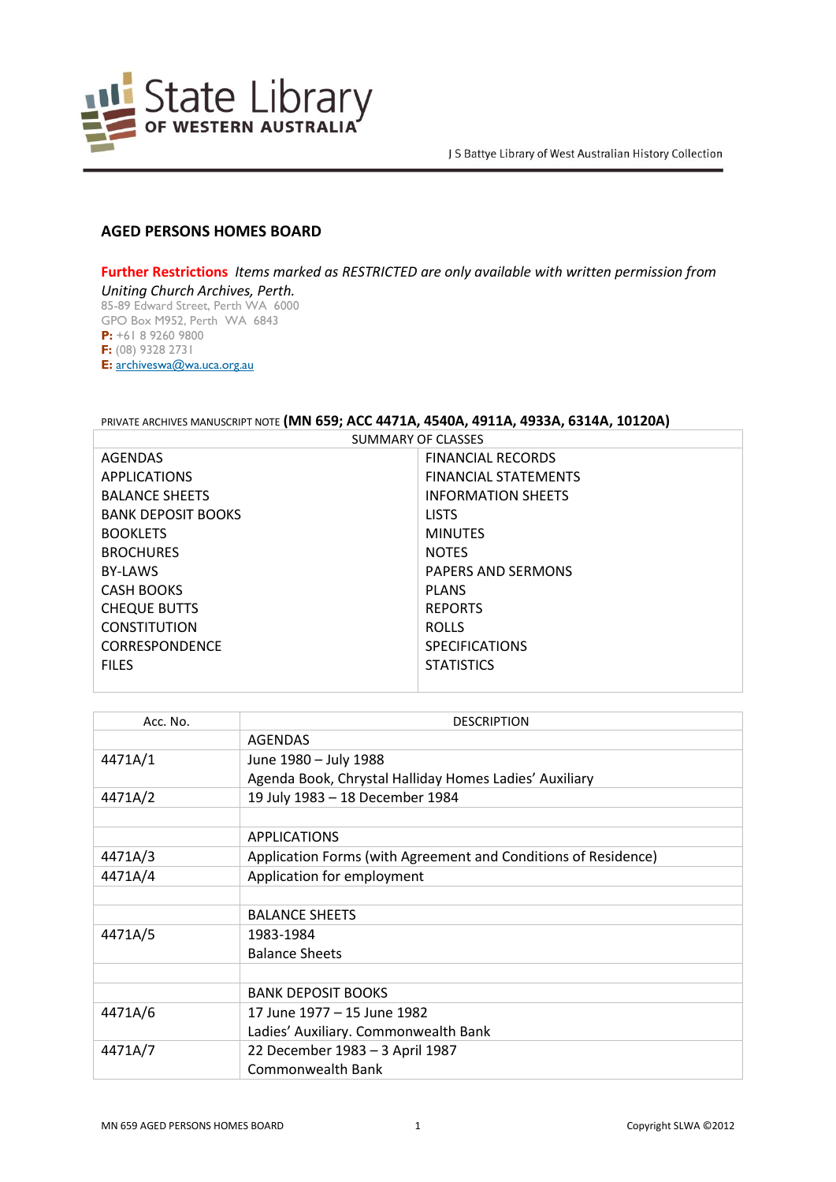J S Battye Library of West Australian History Collection

## AGED PERSONS HOMES BOARD

**Further Restrictions** *Items marked as RESTRICTED are only available with written permission from Uniting Church Archives, Perth.*
85-89 Edward Street, Perth WA 6000
GPO Box M952, Perth WA 6843
**P:** +61 8 9260 9800
**F:** (08) 9328 2731
**E:** archiveswa@wa.uca.org.au

PRIVATE ARCHIVES MANUSCRIPT NOTE **(MN 659; ACC 4471A, 4540A, 4911A, 4933A, 6314A, 10120A)**

| SUMMARY OF CLASSES | |
|---|---|
| AGENDAS | FINANCIAL RECORDS |
| APPLICATIONS | FINANCIAL STATEMENTS |
| BALANCE SHEETS | INFORMATION SHEETS |
| BANK DEPOSIT BOOKS | LISTS |
| BOOKLETS | MINUTES |
| BROCHURES | NOTES |
| BY-LAWS | PAPERS AND SERMONS |
| CASH BOOKS | PLANS |
| CHEQUE BUTTS | REPORTS |
| CONSTITUTION | ROLLS |
| CORRESPONDENCE | SPECIFICATIONS |
| FILES | STATISTICS |

| Acc. No. | DESCRIPTION |
|---|---|
| | AGENDAS |
| 4471A/1 | June 1980 – July 1988<br>Agenda Book, Chrystal Halliday Homes Ladies' Auxiliary |
| 4471A/2 | 19 July 1983 – 18 December 1984 |
| | |
| | APPLICATIONS |
| 4471A/3 | Application Forms (with Agreement and Conditions of Residence) |
| 4471A/4 | Application for employment |
| | |
| | BALANCE SHEETS |
| 4471A/5 | 1983-1984<br>Balance Sheets |
| | |
| | BANK DEPOSIT BOOKS |
| 4471A/6 | 17 June 1977 – 15 June 1982<br>Ladies' Auxiliary. Commonwealth Bank |
| 4471A/7 | 22 December 1983 – 3 April 1987<br>Commonwealth Bank |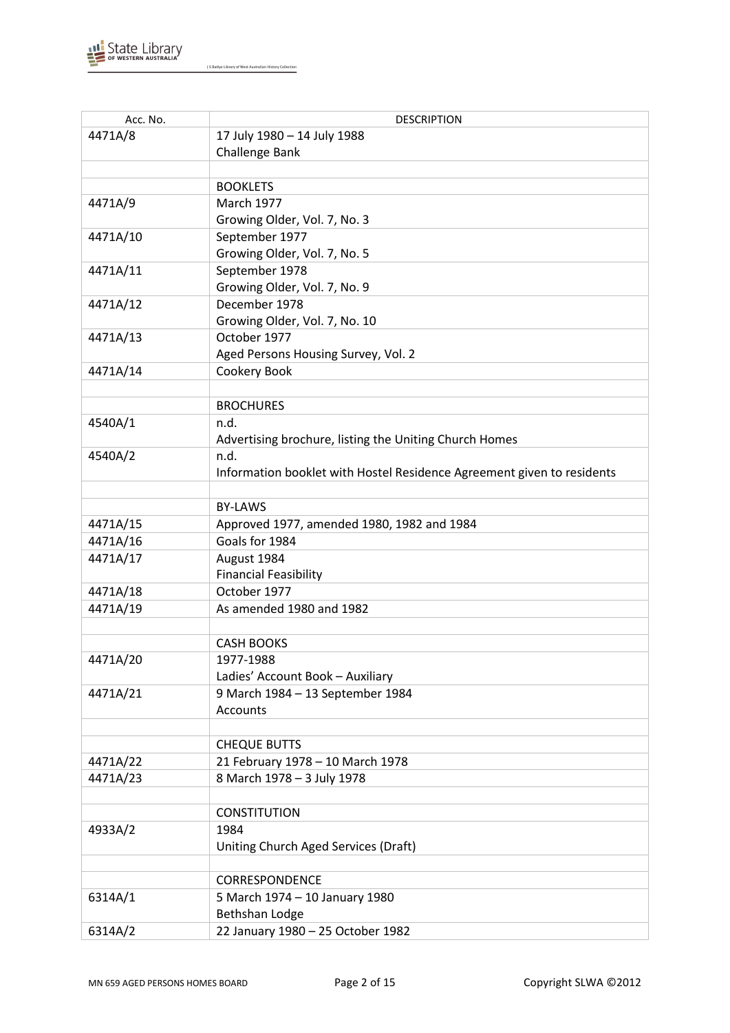| Acc. No. | DESCRIPTION |
|---|---|
| 4471A/8 | 17 July 1980 – 14 July 1988<br>Challenge Bank |
| | |
| | BOOKLETS |
| 4471A/9 | March 1977<br>Growing Older, Vol. 7, No. 3 |
| 4471A/10 | September 1977<br>Growing Older, Vol. 7, No. 5 |
| 4471A/11 | September 1978<br>Growing Older, Vol. 7, No. 9 |
| 4471A/12 | December 1978<br>Growing Older, Vol. 7, No. 10 |
| 4471A/13 | October 1977<br>Aged Persons Housing Survey, Vol. 2 |
| 4471A/14 | Cookery Book |
| | |
| | BROCHURES |
| 4540A/1 | n.d.<br>Advertising brochure, listing the Uniting Church Homes |
| 4540A/2 | n.d.<br>Information booklet with Hostel Residence Agreement given to residents |
| | |
| | BY-LAWS |
| 4471A/15 | Approved 1977, amended 1980, 1982 and 1984 |
| 4471A/16 | Goals for 1984 |
| 4471A/17 | August 1984<br>Financial Feasibility |
| 4471A/18 | October 1977 |
| 4471A/19 | As amended 1980 and 1982 |
| | |
| | CASH BOOKS |
| 4471A/20 | 1977-1988<br>Ladies' Account Book – Auxiliary |
| 4471A/21 | 9 March 1984 – 13 September 1984<br>Accounts |
| | |
| | CHEQUE BUTTS |
| 4471A/22 | 21 February 1978 – 10 March 1978 |
| 4471A/23 | 8 March 1978 – 3 July 1978 |
| | |
| | CONSTITUTION |
| 4933A/2 | 1984<br>Uniting Church Aged Services (Draft) |
| | |
| | CORRESPONDENCE |
| 6314A/1 | 5 March 1974 – 10 January 1980<br>Bethshan Lodge |
| 6314A/2 | 22 January 1980 – 25 October 1982 |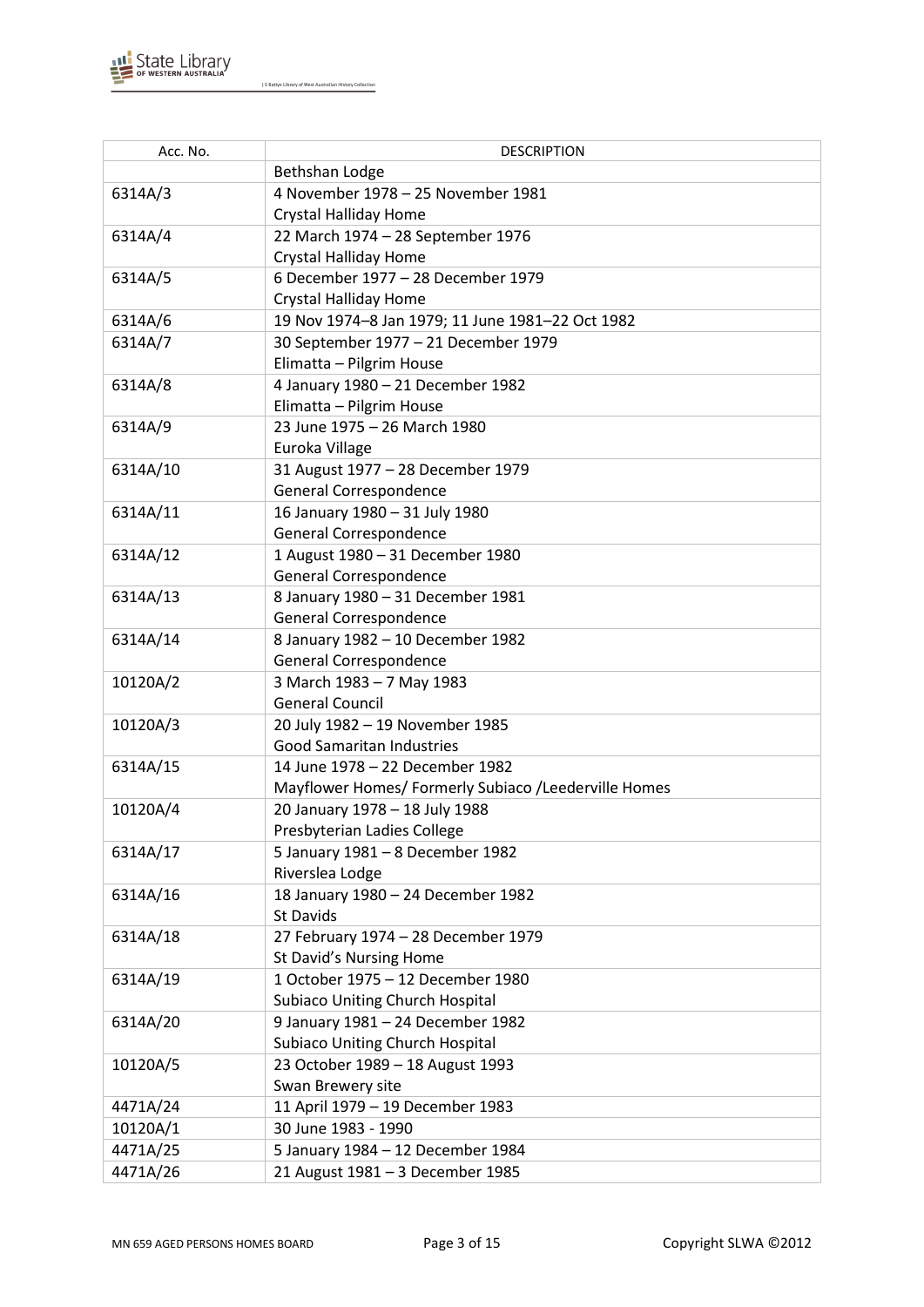| Acc. No. | DESCRIPTION |
|---|---|
| | Bethshan Lodge |
| 6314A/3 | 4 November 1978 – 25 November 1981<br>Crystal Halliday Home |
| 6314A/4 | 22 March 1974 – 28 September 1976<br>Crystal Halliday Home |
| 6314A/5 | 6 December 1977 – 28 December 1979<br>Crystal Halliday Home |
| 6314A/6 | 19 Nov 1974–8 Jan 1979; 11 June 1981–22 Oct 1982 |
| 6314A/7 | 30 September 1977 – 21 December 1979<br>Elimatta – Pilgrim House |
| 6314A/8 | 4 January 1980 – 21 December 1982<br>Elimatta – Pilgrim House |
| 6314A/9 | 23 June 1975 – 26 March 1980<br>Euroka Village |
| 6314A/10 | 31 August 1977 – 28 December 1979<br>General Correspondence |
| 6314A/11 | 16 January 1980 – 31 July 1980<br>General Correspondence |
| 6314A/12 | 1 August 1980 – 31 December 1980<br>General Correspondence |
| 6314A/13 | 8 January 1980 – 31 December 1981<br>General Correspondence |
| 6314A/14 | 8 January 1982 – 10 December 1982<br>General Correspondence |
| 10120A/2 | 3 March 1983 – 7 May 1983<br>General Council |
| 10120A/3 | 20 July 1982 – 19 November 1985<br>Good Samaritan Industries |
| 6314A/15 | 14 June 1978 – 22 December 1982<br>Mayflower Homes/ Formerly Subiaco /Leederville Homes |
| 10120A/4 | 20 January 1978 – 18 July 1988<br>Presbyterian Ladies College |
| 6314A/17 | 5 January 1981 – 8 December 1982<br>Riverslea Lodge |
| 6314A/16 | 18 January 1980 – 24 December 1982<br>St Davids |
| 6314A/18 | 27 February 1974 – 28 December 1979<br>St David's Nursing Home |
| 6314A/19 | 1 October 1975 – 12 December 1980<br>Subiaco Uniting Church Hospital |
| 6314A/20 | 9 January 1981 – 24 December 1982<br>Subiaco Uniting Church Hospital |
| 10120A/5 | 23 October 1989 – 18 August 1993<br>Swan Brewery site |
| 4471A/24 | 11 April 1979 – 19 December 1983 |
| 10120A/1 | 30 June 1983 - 1990 |
| 4471A/25 | 5 January 1984 – 12 December 1984 |
| 4471A/26 | 21 August 1981 – 3 December 1985 |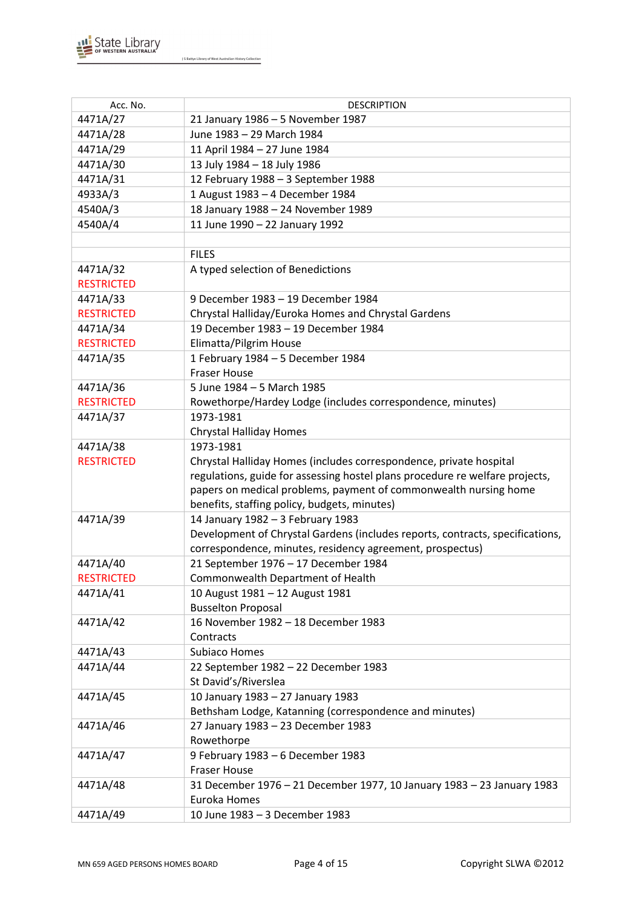| Acc. No. | DESCRIPTION |
|---|---|
| 4471A/27 | 21 January 1986 – 5 November 1987 |
| 4471A/28 | June 1983 – 29 March 1984 |
| 4471A/29 | 11 April 1984 – 27 June 1984 |
| 4471A/30 | 13 July 1984 – 18 July 1986 |
| 4471A/31 | 12 February 1988 – 3 September 1988 |
| 4933A/3 | 1 August 1983 – 4 December 1984 |
| 4540A/3 | 18 January 1988 – 24 November 1989 |
| 4540A/4 | 11 June 1990 – 22 January 1992 |
| | |
| | FILES |
| 4471A/32 RESTRICTED | A typed selection of Benedictions |
| 4471A/33 RESTRICTED | 9 December 1983 – 19 December 1984 Chrystal Halliday/Euroka Homes and Chrystal Gardens |
| 4471A/34 RESTRICTED | 19 December 1983 – 19 December 1984 Elimatta/Pilgrim House |
| 4471A/35 | 1 February 1984 – 5 December 1984 Fraser House |
| 4471A/36 RESTRICTED | 5 June 1984 – 5 March 1985 Rowethorpe/Hardey Lodge (includes correspondence, minutes) |
| 4471A/37 | 1973-1981 Chrystal Halliday Homes |
| 4471A/38 RESTRICTED | 1973-1981 Chrystal Halliday Homes (includes correspondence, private hospital regulations, guide for assessing hostel plans procedure re welfare projects, papers on medical problems, payment of commonwealth nursing home benefits, staffing policy, budgets, minutes) |
| 4471A/39 | 14 January 1982 – 3 February 1983 Development of Chrystal Gardens (includes reports, contracts, specifications, correspondence, minutes, residency agreement, prospectus) |
| 4471A/40 RESTRICTED | 21 September 1976 – 17 December 1984 Commonwealth Department of Health |
| 4471A/41 | 10 August 1981 – 12 August 1981 Busselton Proposal |
| 4471A/42 | 16 November 1982 – 18 December 1983 Contracts |
| 4471A/43 | Subiaco Homes |
| 4471A/44 | 22 September 1982 – 22 December 1983 St David's/Riverslea |
| 4471A/45 | 10 January 1983 – 27 January 1983 Bethsham Lodge, Katanning (correspondence and minutes) |
| 4471A/46 | 27 January 1983 – 23 December 1983 Rowethorpe |
| 4471A/47 | 9 February 1983 – 6 December 1983 Fraser House |
| 4471A/48 | 31 December 1976 – 21 December 1977, 10 January 1983 – 23 January 1983 Euroka Homes |
| 4471A/49 | 10 June 1983 – 3 December 1983 |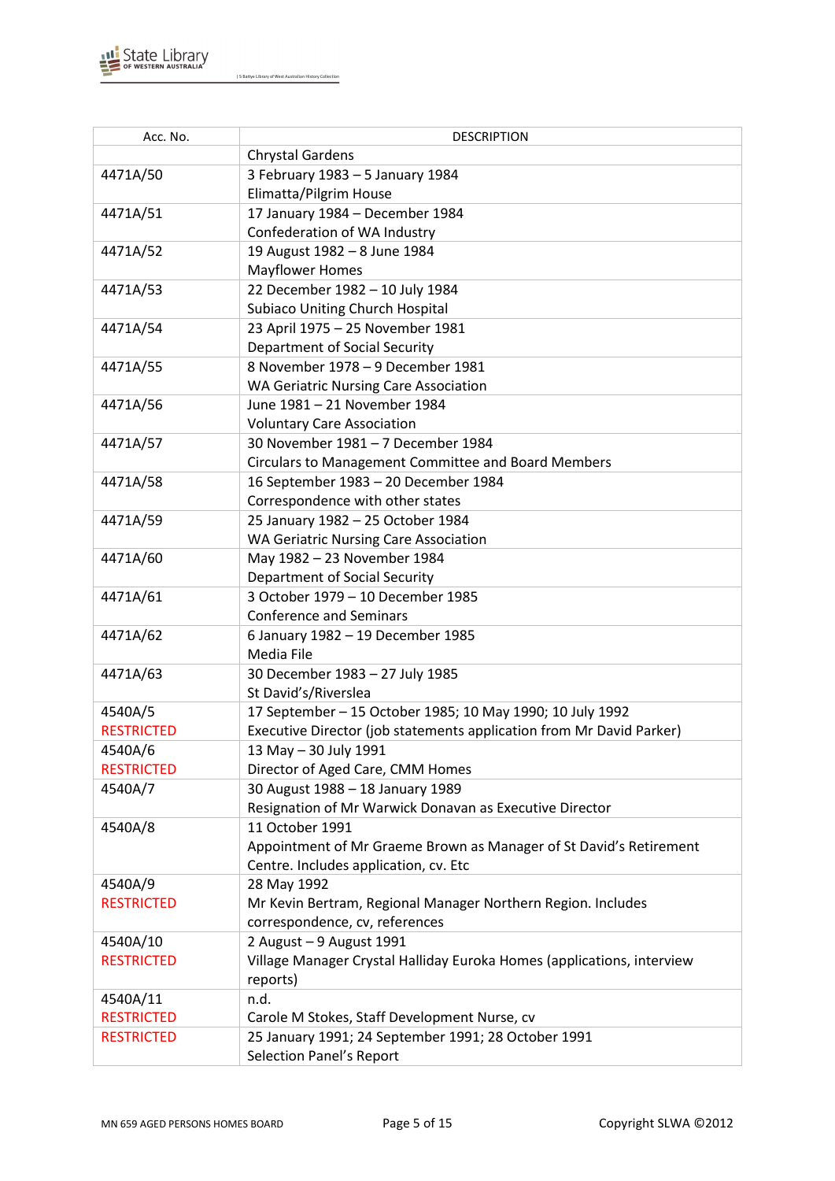| Acc. No. | DESCRIPTION |
|---|---|
| | Chrystal Gardens |
| 4471A/50 | 3 February 1983 – 5 January 1984<br>Elimatta/Pilgrim House |
| 4471A/51 | 17 January 1984 – December 1984<br>Confederation of WA Industry |
| 4471A/52 | 19 August 1982 – 8 June 1984<br>Mayflower Homes |
| 4471A/53 | 22 December 1982 – 10 July 1984<br>Subiaco Uniting Church Hospital |
| 4471A/54 | 23 April 1975 – 25 November 1981<br>Department of Social Security |
| 4471A/55 | 8 November 1978 – 9 December 1981<br>WA Geriatric Nursing Care Association |
| 4471A/56 | June 1981 – 21 November 1984<br>Voluntary Care Association |
| 4471A/57 | 30 November 1981 – 7 December 1984<br>Circulars to Management Committee and Board Members |
| 4471A/58 | 16 September 1983 – 20 December 1984<br>Correspondence with other states |
| 4471A/59 | 25 January 1982 – 25 October 1984<br>WA Geriatric Nursing Care Association |
| 4471A/60 | May 1982 – 23 November 1984<br>Department of Social Security |
| 4471A/61 | 3 October 1979 – 10 December 1985<br>Conference and Seminars |
| 4471A/62 | 6 January 1982 – 19 December 1985<br>Media File |
| 4471A/63 | 30 December 1983 – 27 July 1985<br>St David's/Riverslea |
| 4540A/5<br>RESTRICTED | 17 September – 15 October 1985; 10 May 1990; 10 July 1992<br>Executive Director (job statements application from Mr David Parker) |
| 4540A/6<br>RESTRICTED | 13 May – 30 July 1991<br>Director of Aged Care, CMM Homes |
| 4540A/7 | 30 August 1988 – 18 January 1989<br>Resignation of Mr Warwick Donavan as Executive Director |
| 4540A/8 | 11 October 1991<br>Appointment of Mr Graeme Brown as Manager of St David's Retirement Centre. Includes application, cv. Etc |
| 4540A/9<br>RESTRICTED | 28 May 1992<br>Mr Kevin Bertram, Regional Manager Northern Region. Includes correspondence, cv, references |
| 4540A/10<br>RESTRICTED | 2 August – 9 August 1991<br>Village Manager Crystal Halliday Euroka Homes (applications, interview reports) |
| 4540A/11<br>RESTRICTED | n.d.<br>Carole M Stokes, Staff Development Nurse, cv |
| RESTRICTED | 25 January 1991; 24 September 1991; 28 October 1991<br>Selection Panel's Report |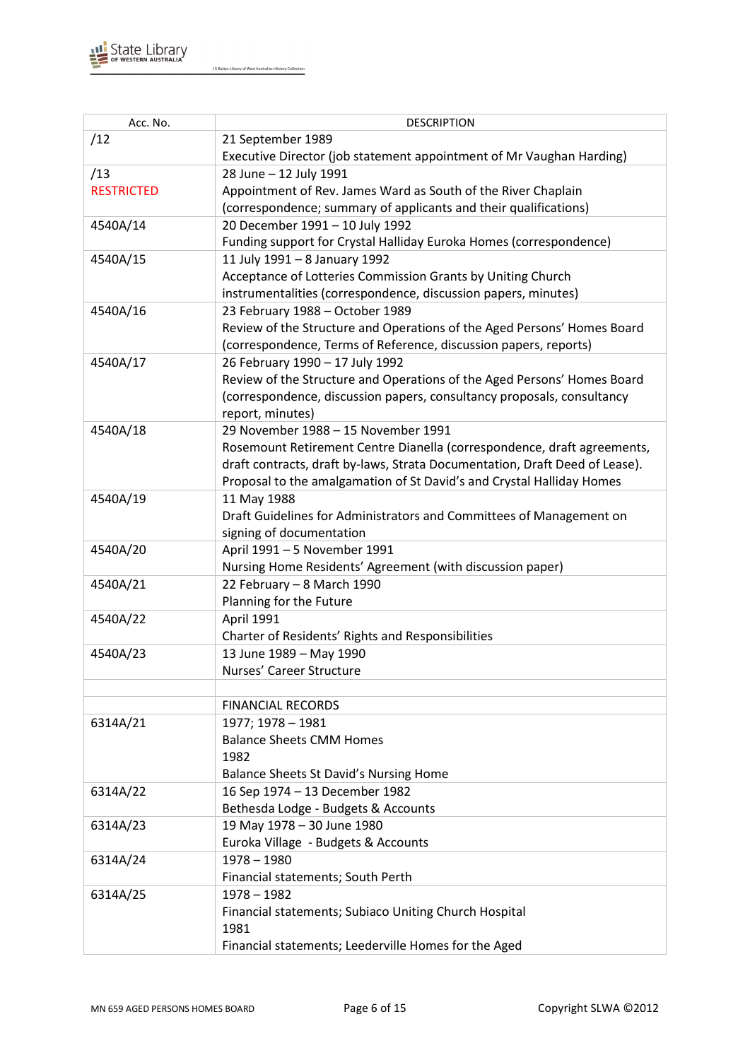| Acc. No. | DESCRIPTION |
|---|---|
| /12 | 21 September 1989<br>Executive Director (job statement appointment of Mr Vaughan Harding) |
| /13<br>RESTRICTED | 28 June – 12 July 1991<br>Appointment of Rev. James Ward as South of the River Chaplain (correspondence; summary of applicants and their qualifications) |
| 4540A/14 | 20 December 1991 – 10 July 1992<br>Funding support for Crystal Halliday Euroka Homes (correspondence) |
| 4540A/15 | 11 July 1991 – 8 January 1992<br>Acceptance of Lotteries Commission Grants by Uniting Church instrumentalities (correspondence, discussion papers, minutes) |
| 4540A/16 | 23 February 1988 – October 1989<br>Review of the Structure and Operations of the Aged Persons' Homes Board (correspondence, Terms of Reference, discussion papers, reports) |
| 4540A/17 | 26 February 1990 – 17 July 1992<br>Review of the Structure and Operations of the Aged Persons' Homes Board (correspondence, discussion papers, consultancy proposals, consultancy report, minutes) |
| 4540A/18 | 29 November 1988 – 15 November 1991<br>Rosemount Retirement Centre Dianella (correspondence, draft agreements, draft contracts, draft by-laws, Strata Documentation, Draft Deed of Lease). Proposal to the amalgamation of St David's and Crystal Halliday Homes |
| 4540A/19 | 11 May 1988<br>Draft Guidelines for Administrators and Committees of Management on signing of documentation |
| 4540A/20 | April 1991 – 5 November 1991<br>Nursing Home Residents' Agreement (with discussion paper) |
| 4540A/21 | 22 February – 8 March 1990<br>Planning for the Future |
| 4540A/22 | April 1991<br>Charter of Residents' Rights and Responsibilities |
| 4540A/23 | 13 June 1989 – May 1990<br>Nurses' Career Structure |
| | |
| | FINANCIAL RECORDS |
| 6314A/21 | 1977; 1978 – 1981<br>Balance Sheets CMM Homes<br>1982<br>Balance Sheets St David's Nursing Home |
| 6314A/22 | 16 Sep 1974 – 13 December 1982<br>Bethesda Lodge - Budgets & Accounts |
| 6314A/23 | 19 May 1978 – 30 June 1980<br>Euroka Village - Budgets & Accounts |
| 6314A/24 | 1978 – 1980<br>Financial statements; South Perth |
| 6314A/25 | 1978 – 1982<br>Financial statements; Subiaco Uniting Church Hospital<br>1981<br>Financial statements; Leederville Homes for the Aged |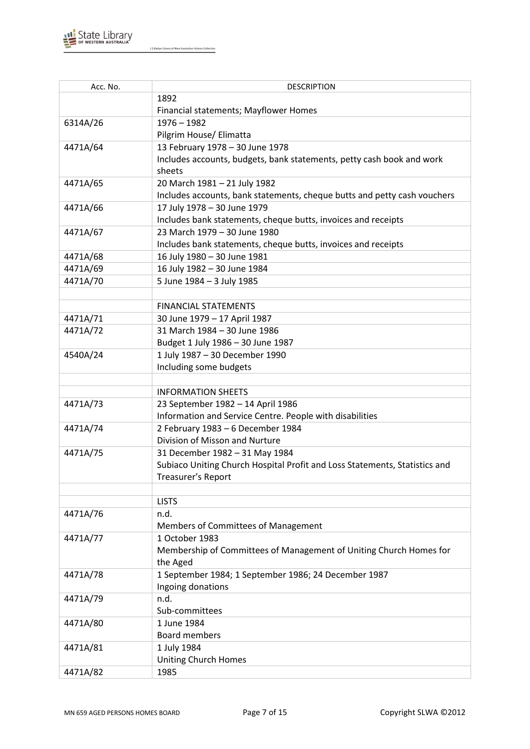| Acc. No. | DESCRIPTION |
|---|---|
| | 1892<br>Financial statements; Mayflower Homes |
| 6314A/26 | 1976 – 1982<br>Pilgrim House/ Elimatta |
| 4471A/64 | 13 February 1978 – 30 June 1978<br>Includes accounts, budgets, bank statements, petty cash book and work sheets |
| 4471A/65 | 20 March 1981 – 21 July 1982<br>Includes accounts, bank statements, cheque butts and petty cash vouchers |
| 4471A/66 | 17 July 1978 – 30 June 1979<br>Includes bank statements, cheque butts, invoices and receipts |
| 4471A/67 | 23 March 1979 – 30 June 1980<br>Includes bank statements, cheque butts, invoices and receipts |
| 4471A/68 | 16 July 1980 – 30 June 1981 |
| 4471A/69 | 16 July 1982 – 30 June 1984 |
| 4471A/70 | 5 June 1984 – 3 July 1985 |
| | |
| | FINANCIAL STATEMENTS |
| 4471A/71 | 30 June 1979 – 17 April 1987 |
| 4471A/72 | 31 March 1984 – 30 June 1986<br>Budget 1 July 1986 – 30 June 1987 |
| 4540A/24 | 1 July 1987 – 30 December 1990<br>Including some budgets |
| | |
| | INFORMATION SHEETS |
| 4471A/73 | 23 September 1982 – 14 April 1986<br>Information and Service Centre. People with disabilities |
| 4471A/74 | 2 February 1983 – 6 December 1984<br>Division of Misson and Nurture |
| 4471A/75 | 31 December 1982 – 31 May 1984<br>Subiaco Uniting Church Hospital Profit and Loss Statements, Statistics and Treasurer's Report |
| | |
| | LISTS |
| 4471A/76 | n.d.<br>Members of Committees of Management |
| 4471A/77 | 1 October 1983<br>Membership of Committees of Management of Uniting Church Homes for the Aged |
| 4471A/78 | 1 September 1984; 1 September 1986; 24 December 1987<br>Ingoing donations |
| 4471A/79 | n.d.<br>Sub-committees |
| 4471A/80 | 1 June 1984<br>Board members |
| 4471A/81 | 1 July 1984<br>Uniting Church Homes |
| 4471A/82 | 1985 |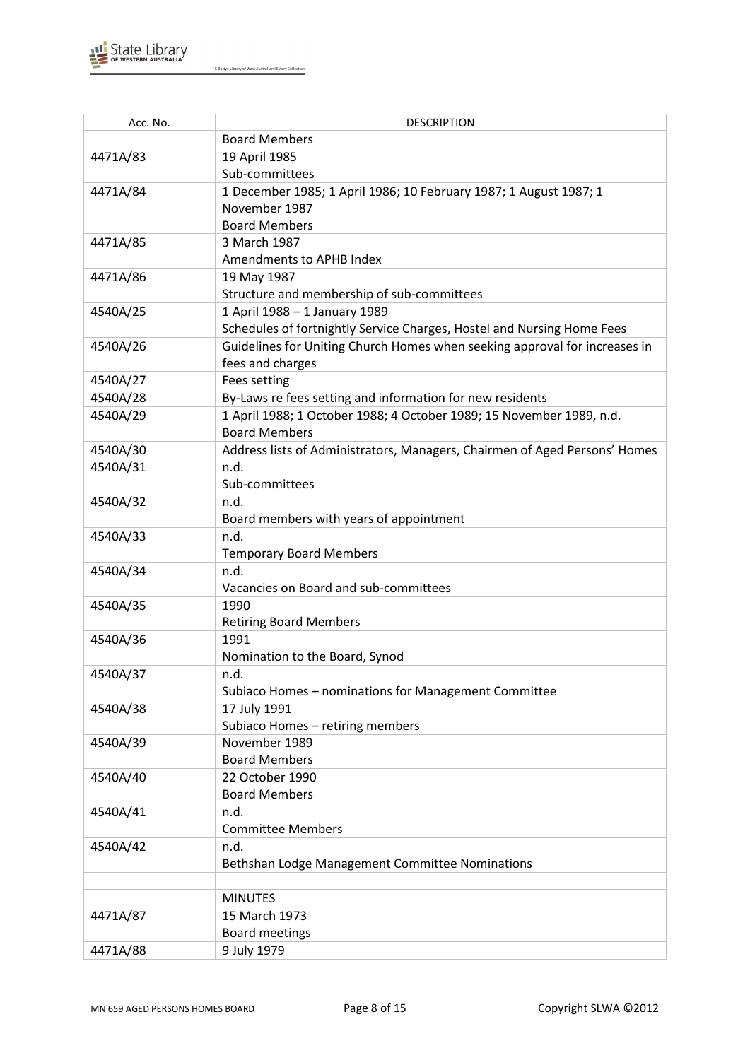| Acc. No. | DESCRIPTION |
|---|---|
| | Board Members |
| 4471A/83 | 19 April 1985<br>Sub-committees |
| 4471A/84 | 1 December 1985; 1 April 1986; 10 February 1987; 1 August 1987; 1 November 1987<br>Board Members |
| 4471A/85 | 3 March 1987<br>Amendments to APHB Index |
| 4471A/86 | 19 May 1987<br>Structure and membership of sub-committees |
| 4540A/25 | 1 April 1988 – 1 January 1989<br>Schedules of fortnightly Service Charges, Hostel and Nursing Home Fees |
| 4540A/26 | Guidelines for Uniting Church Homes when seeking approval for increases in fees and charges |
| 4540A/27 | Fees setting |
| 4540A/28 | By-Laws re fees setting and information for new residents |
| 4540A/29 | 1 April 1988; 1 October 1988; 4 October 1989; 15 November 1989, n.d.<br>Board Members |
| 4540A/30 | Address lists of Administrators, Managers, Chairmen of Aged Persons' Homes |
| 4540A/31 | n.d.<br>Sub-committees |
| 4540A/32 | n.d.<br>Board members with years of appointment |
| 4540A/33 | n.d.<br>Temporary Board Members |
| 4540A/34 | n.d.<br>Vacancies on Board and sub-committees |
| 4540A/35 | 1990<br>Retiring Board Members |
| 4540A/36 | 1991<br>Nomination to the Board, Synod |
| 4540A/37 | n.d.<br>Subiaco Homes – nominations for Management Committee |
| 4540A/38 | 17 July 1991<br>Subiaco Homes – retiring members |
| 4540A/39 | November 1989<br>Board Members |
| 4540A/40 | 22 October 1990<br>Board Members |
| 4540A/41 | n.d.<br>Committee Members |
| 4540A/42 | n.d.<br>Bethshan Lodge Management Committee Nominations |
| | |
| | MINUTES |
| 4471A/87 | 15 March 1973<br>Board meetings |
| 4471A/88 | 9 July 1979 |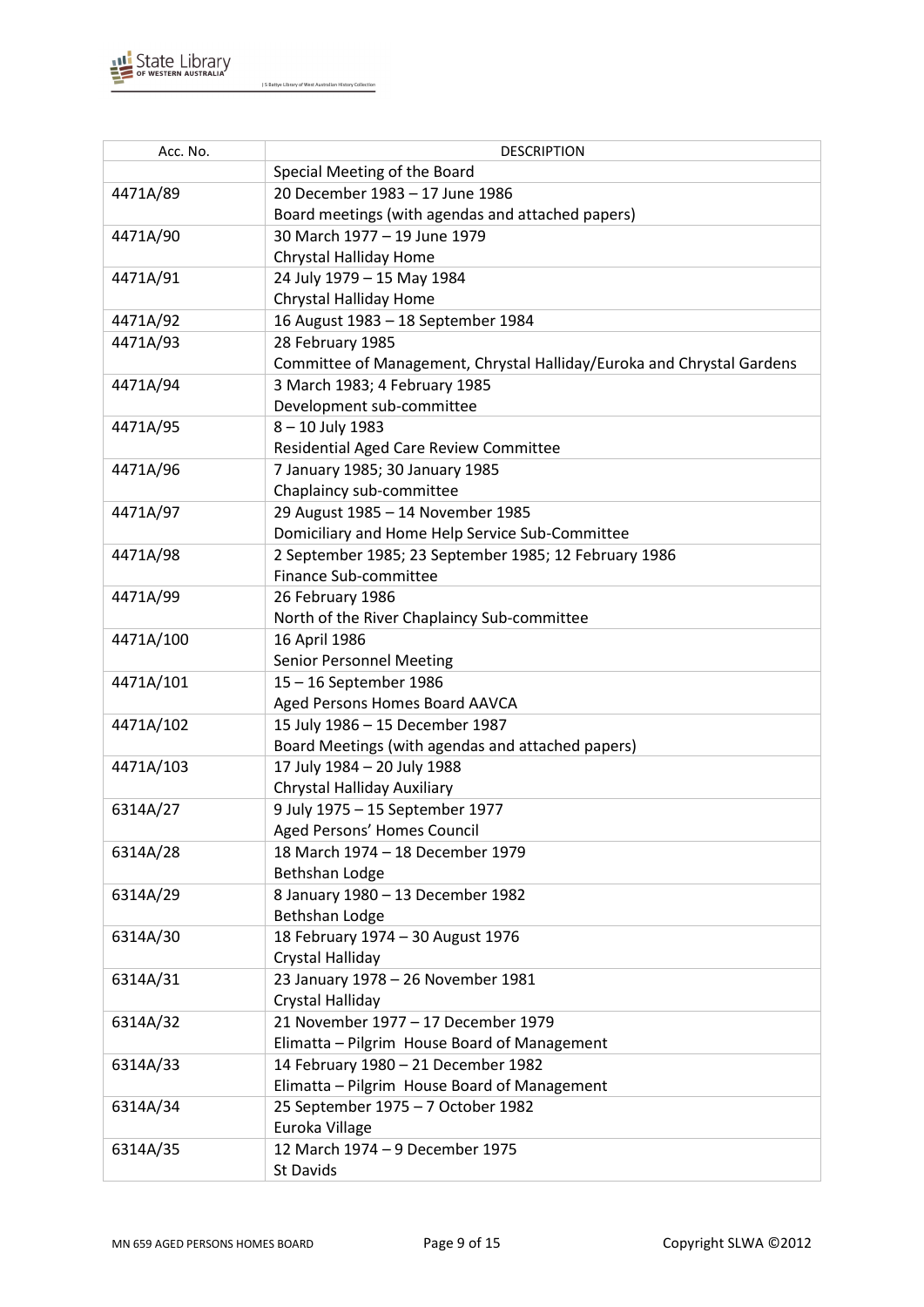| Acc. No. | DESCRIPTION |
| --- | --- |
| | Special Meeting of the Board |
| 4471A/89 | 20 December 1983 – 17 June 1986<br>Board meetings (with agendas and attached papers) |
| 4471A/90 | 30 March 1977 – 19 June 1979<br>Chrystal Halliday Home |
| 4471A/91 | 24 July 1979 – 15 May 1984<br>Chrystal Halliday Home |
| 4471A/92 | 16 August 1983 – 18 September 1984 |
| 4471A/93 | 28 February 1985<br>Committee of Management, Chrystal Halliday/Euroka and Chrystal Gardens |
| 4471A/94 | 3 March 1983; 4 February 1985<br>Development sub-committee |
| 4471A/95 | 8 – 10 July 1983<br>Residential Aged Care Review Committee |
| 4471A/96 | 7 January 1985; 30 January 1985<br>Chaplaincy sub-committee |
| 4471A/97 | 29 August 1985 – 14 November 1985<br>Domiciliary and Home Help Service Sub-Committee |
| 4471A/98 | 2 September 1985; 23 September 1985; 12 February 1986<br>Finance Sub-committee |
| 4471A/99 | 26 February 1986<br>North of the River Chaplaincy Sub-committee |
| 4471A/100 | 16 April 1986<br>Senior Personnel Meeting |
| 4471A/101 | 15 – 16 September 1986<br>Aged Persons Homes Board AAVCA |
| 4471A/102 | 15 July 1986 – 15 December 1987<br>Board Meetings (with agendas and attached papers) |
| 4471A/103 | 17 July 1984 – 20 July 1988<br>Chrystal Halliday Auxiliary |
| 6314A/27 | 9 July 1975 – 15 September 1977<br>Aged Persons' Homes Council |
| 6314A/28 | 18 March 1974 – 18 December 1979<br>Bethshan Lodge |
| 6314A/29 | 8 January 1980 – 13 December 1982<br>Bethshan Lodge |
| 6314A/30 | 18 February 1974 – 30 August 1976<br>Crystal Halliday |
| 6314A/31 | 23 January 1978 – 26 November 1981<br>Crystal Halliday |
| 6314A/32 | 21 November 1977 – 17 December 1979<br>Elimatta – Pilgrim House Board of Management |
| 6314A/33 | 14 February 1980 – 21 December 1982<br>Elimatta – Pilgrim House Board of Management |
| 6314A/34 | 25 September 1975 – 7 October 1982<br>Euroka Village |
| 6314A/35 | 12 March 1974 – 9 December 1975<br>St Davids |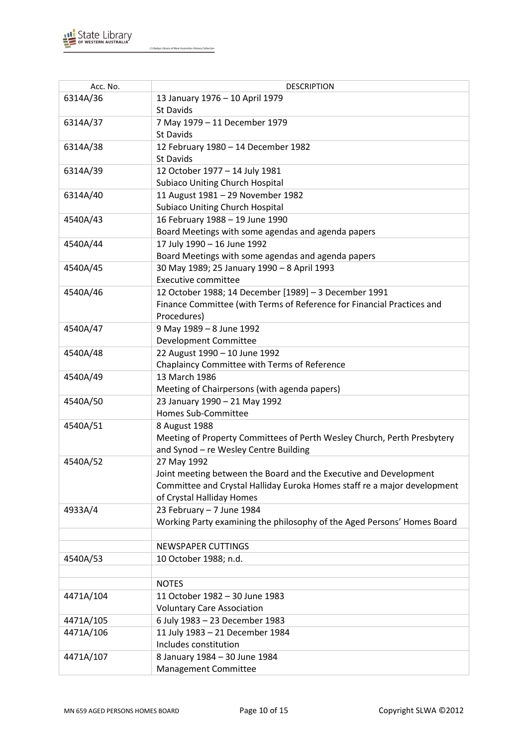| Acc. No. | DESCRIPTION |
|---|---|
| 6314A/36 | 13 January 1976 – 10 April 1979<br>St Davids |
| 6314A/37 | 7 May 1979 – 11 December 1979<br>St Davids |
| 6314A/38 | 12 February 1980 – 14 December 1982<br>St Davids |
| 6314A/39 | 12 October 1977 – 14 July 1981<br>Subiaco Uniting Church Hospital |
| 6314A/40 | 11 August 1981 – 29 November 1982<br>Subiaco Uniting Church Hospital |
| 4540A/43 | 16 February 1988 – 19 June 1990<br>Board Meetings with some agendas and agenda papers |
| 4540A/44 | 17 July 1990 – 16 June 1992<br>Board Meetings with some agendas and agenda papers |
| 4540A/45 | 30 May 1989; 25 January 1990 – 8 April 1993<br>Executive committee |
| 4540A/46 | 12 October 1988; 14 December [1989] – 3 December 1991<br>Finance Committee (with Terms of Reference for Financial Practices and Procedures) |
| 4540A/47 | 9 May 1989 – 8 June 1992<br>Development Committee |
| 4540A/48 | 22 August 1990 – 10 June 1992<br>Chaplaincy Committee with Terms of Reference |
| 4540A/49 | 13 March 1986<br>Meeting of Chairpersons (with agenda papers) |
| 4540A/50 | 23 January 1990 – 21 May 1992<br>Homes Sub-Committee |
| 4540A/51 | 8 August 1988<br>Meeting of Property Committees of Perth Wesley Church, Perth Presbytery and Synod – re Wesley Centre Building |
| 4540A/52 | 27 May 1992<br>Joint meeting between the Board and the Executive and Development Committee and Crystal Halliday Euroka Homes staff re a major development of Crystal Halliday Homes |
| 4933A/4 | 23 February – 7 June 1984<br>Working Party examining the philosophy of the Aged Persons' Homes Board |
| | |
| | NEWSPAPER CUTTINGS |
| 4540A/53 | 10 October 1988; n.d. |
| | |
| | NOTES |
| 4471A/104 | 11 October 1982 – 30 June 1983<br>Voluntary Care Association |
| 4471A/105 | 6 July 1983 – 23 December 1983 |
| 4471A/106 | 11 July 1983 – 21 December 1984<br>Includes constitution |
| 4471A/107 | 8 January 1984 – 30 June 1984<br>Management Committee |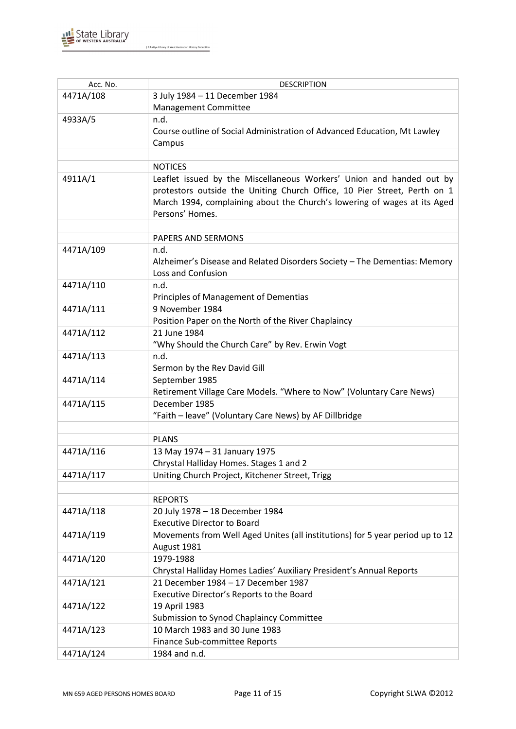| Acc. No. | DESCRIPTION |
|---|---|
| 4471A/108 | 3 July 1984 – 11 December 1984<br>Management Committee |
| 4933A/5 | n.d.<br>Course outline of Social Administration of Advanced Education, Mt Lawley Campus |
| | |
| | NOTICES |
| 4911A/1 | Leaflet issued by the Miscellaneous Workers' Union and handed out by protestors outside the Uniting Church Office, 10 Pier Street, Perth on 1 March 1994, complaining about the Church's lowering of wages at its Aged Persons' Homes. |
| | |
| | PAPERS AND SERMONS |
| 4471A/109 | n.d.<br>Alzheimer's Disease and Related Disorders Society – The Dementias: Memory Loss and Confusion |
| 4471A/110 | n.d.<br>Principles of Management of Dementias |
| 4471A/111 | 9 November 1984<br>Position Paper on the North of the River Chaplaincy |
| 4471A/112 | 21 June 1984<br>"Why Should the Church Care" by Rev. Erwin Vogt |
| 4471A/113 | n.d.<br>Sermon by the Rev David Gill |
| 4471A/114 | September 1985<br>Retirement Village Care Models. "Where to Now" (Voluntary Care News) |
| 4471A/115 | December 1985<br>"Faith – leave" (Voluntary Care News) by AF Dillbridge |
| | |
| | PLANS |
| 4471A/116 | 13 May 1974 – 31 January 1975<br>Chrystal Halliday Homes. Stages 1 and 2 |
| 4471A/117 | Uniting Church Project, Kitchener Street, Trigg |
| | |
| | REPORTS |
| 4471A/118 | 20 July 1978 – 18 December 1984<br>Executive Director to Board |
| 4471A/119 | Movements from Well Aged Unites (all institutions) for 5 year period up to 12 August 1981 |
| 4471A/120 | 1979-1988<br>Chrystal Halliday Homes Ladies' Auxiliary President's Annual Reports |
| 4471A/121 | 21 December 1984 – 17 December 1987<br>Executive Director's Reports to the Board |
| 4471A/122 | 19 April 1983<br>Submission to Synod Chaplaincy Committee |
| 4471A/123 | 10 March 1983 and 30 June 1983<br>Finance Sub-committee Reports |
| 4471A/124 | 1984 and n.d. |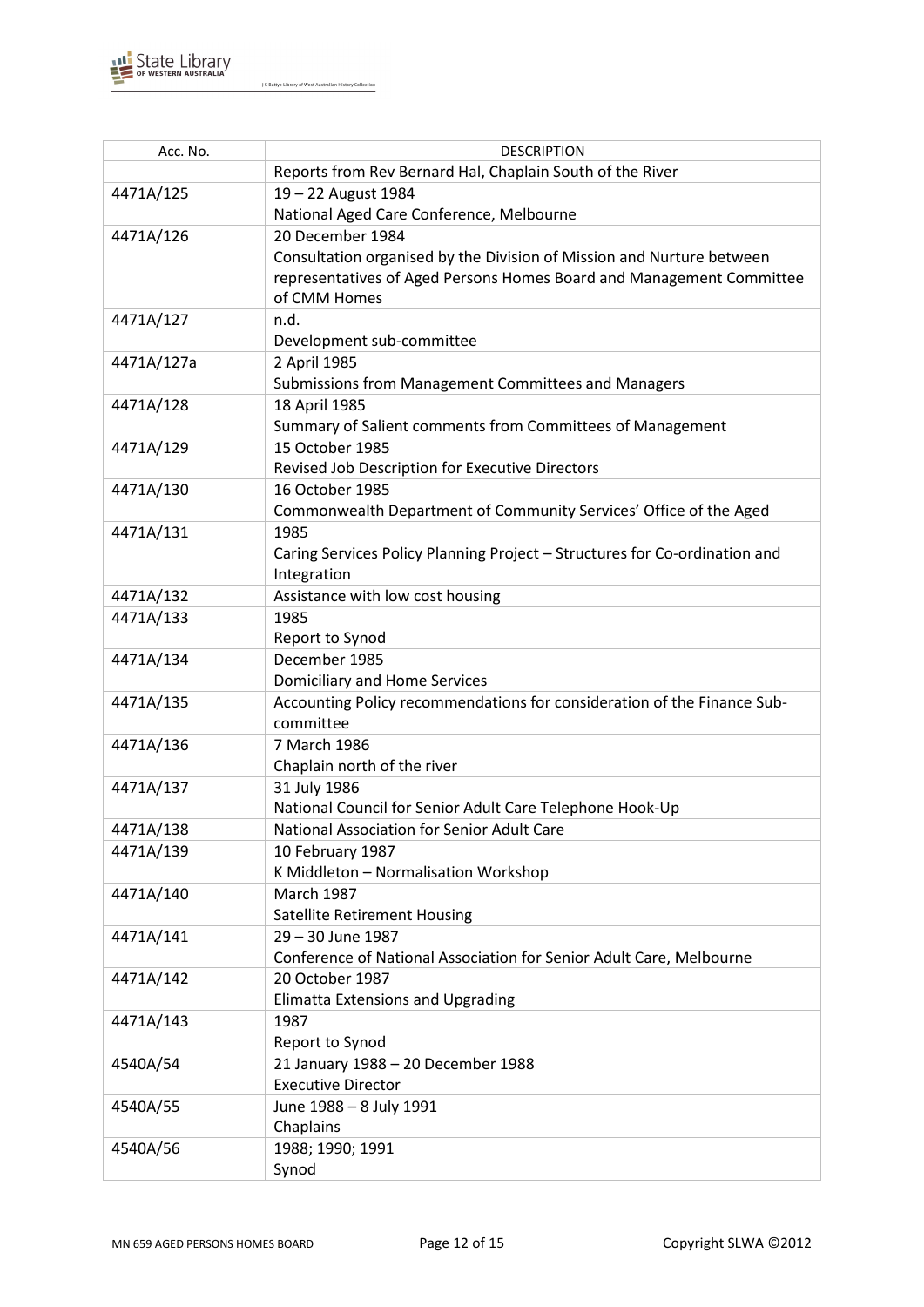| Acc. No. | DESCRIPTION |
|---|---|
| | Reports from Rev Bernard Hal, Chaplain South of the River |
| 4471A/125 | 19 – 22 August 1984<br>National Aged Care Conference, Melbourne |
| 4471A/126 | 20 December 1984<br>Consultation organised by the Division of Mission and Nurture between representatives of Aged Persons Homes Board and Management Committee of CMM Homes |
| 4471A/127 | n.d.<br>Development sub-committee |
| 4471A/127a | 2 April 1985<br>Submissions from Management Committees and Managers |
| 4471A/128 | 18 April 1985<br>Summary of Salient comments from Committees of Management |
| 4471A/129 | 15 October 1985<br>Revised Job Description for Executive Directors |
| 4471A/130 | 16 October 1985<br>Commonwealth Department of Community Services' Office of the Aged |
| 4471A/131 | 1985<br>Caring Services Policy Planning Project – Structures for Co-ordination and Integration |
| 4471A/132 | Assistance with low cost housing |
| 4471A/133 | 1985<br>Report to Synod |
| 4471A/134 | December 1985<br>Domiciliary and Home Services |
| 4471A/135 | Accounting Policy recommendations for consideration of the Finance Sub-committee |
| 4471A/136 | 7 March 1986<br>Chaplain north of the river |
| 4471A/137 | 31 July 1986<br>National Council for Senior Adult Care Telephone Hook-Up |
| 4471A/138 | National Association for Senior Adult Care |
| 4471A/139 | 10 February 1987<br>K Middleton – Normalisation Workshop |
| 4471A/140 | March 1987<br>Satellite Retirement Housing |
| 4471A/141 | 29 – 30 June 1987<br>Conference of National Association for Senior Adult Care, Melbourne |
| 4471A/142 | 20 October 1987<br>Elimatta Extensions and Upgrading |
| 4471A/143 | 1987<br>Report to Synod |
| 4540A/54 | 21 January 1988 – 20 December 1988<br>Executive Director |
| 4540A/55 | June 1988 – 8 July 1991<br>Chaplains |
| 4540A/56 | 1988; 1990; 1991<br>Synod |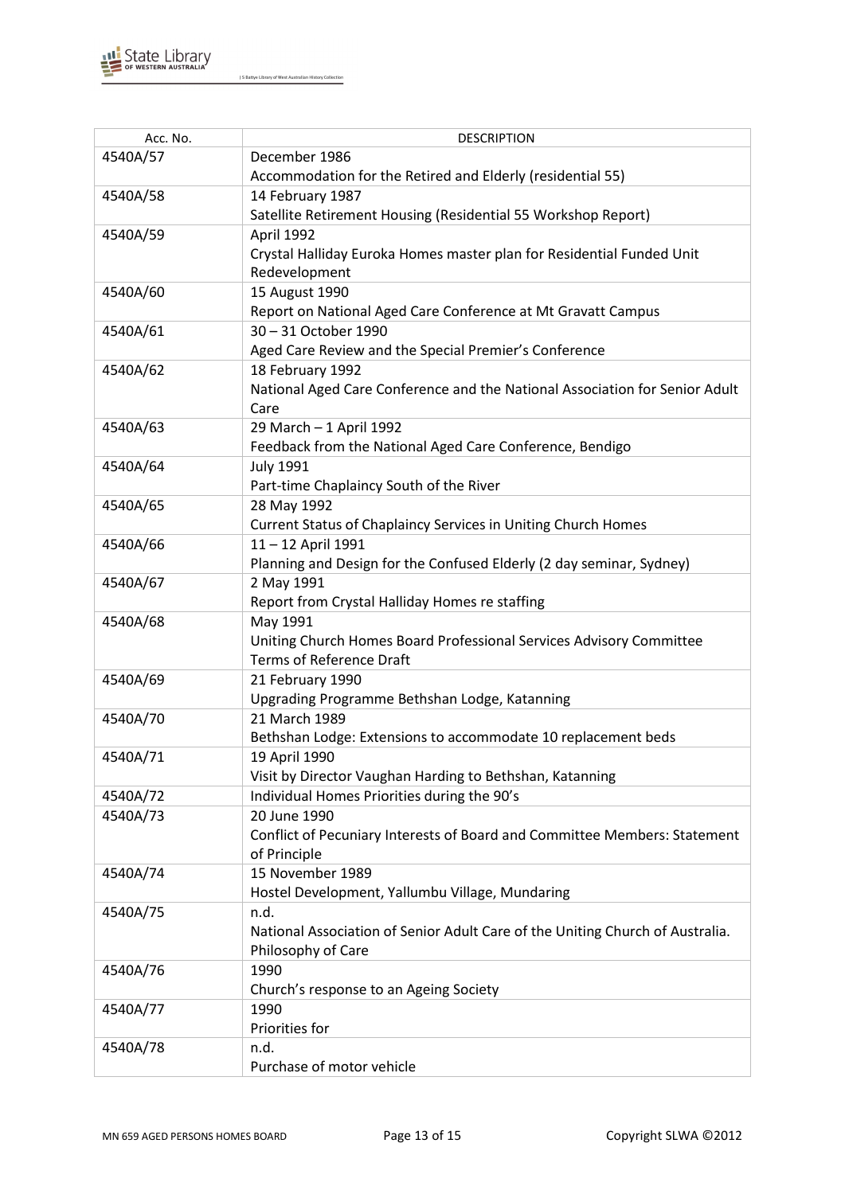| Acc. No. | DESCRIPTION |
|---|---|
| 4540A/57 | December 1986<br>Accommodation for the Retired and Elderly (residential 55) |
| 4540A/58 | 14 February 1987<br>Satellite Retirement Housing (Residential 55 Workshop Report) |
| 4540A/59 | April 1992<br>Crystal Halliday Euroka Homes master plan for Residential Funded Unit Redevelopment |
| 4540A/60 | 15 August 1990<br>Report on National Aged Care Conference at Mt Gravatt Campus |
| 4540A/61 | 30 – 31 October 1990<br>Aged Care Review and the Special Premier's Conference |
| 4540A/62 | 18 February 1992<br>National Aged Care Conference and the National Association for Senior Adult Care |
| 4540A/63 | 29 March – 1 April 1992<br>Feedback from the National Aged Care Conference, Bendigo |
| 4540A/64 | July 1991<br>Part-time Chaplaincy South of the River |
| 4540A/65 | 28 May 1992<br>Current Status of Chaplaincy Services in Uniting Church Homes |
| 4540A/66 | 11 – 12 April 1991<br>Planning and Design for the Confused Elderly (2 day seminar, Sydney) |
| 4540A/67 | 2 May 1991<br>Report from Crystal Halliday Homes re staffing |
| 4540A/68 | May 1991<br>Uniting Church Homes Board Professional Services Advisory Committee Terms of Reference Draft |
| 4540A/69 | 21 February 1990<br>Upgrading Programme Bethshan Lodge, Katanning |
| 4540A/70 | 21 March 1989<br>Bethshan Lodge: Extensions to accommodate 10 replacement beds |
| 4540A/71 | 19 April 1990<br>Visit by Director Vaughan Harding to Bethshan, Katanning |
| 4540A/72 | Individual Homes Priorities during the 90's |
| 4540A/73 | 20 June 1990<br>Conflict of Pecuniary Interests of Board and Committee Members: Statement of Principle |
| 4540A/74 | 15 November 1989<br>Hostel Development, Yallumbu Village, Mundaring |
| 4540A/75 | n.d.<br>National Association of Senior Adult Care of the Uniting Church of Australia. Philosophy of Care |
| 4540A/76 | 1990<br>Church's response to an Ageing Society |
| 4540A/77 | 1990<br>Priorities for |
| 4540A/78 | n.d.<br>Purchase of motor vehicle |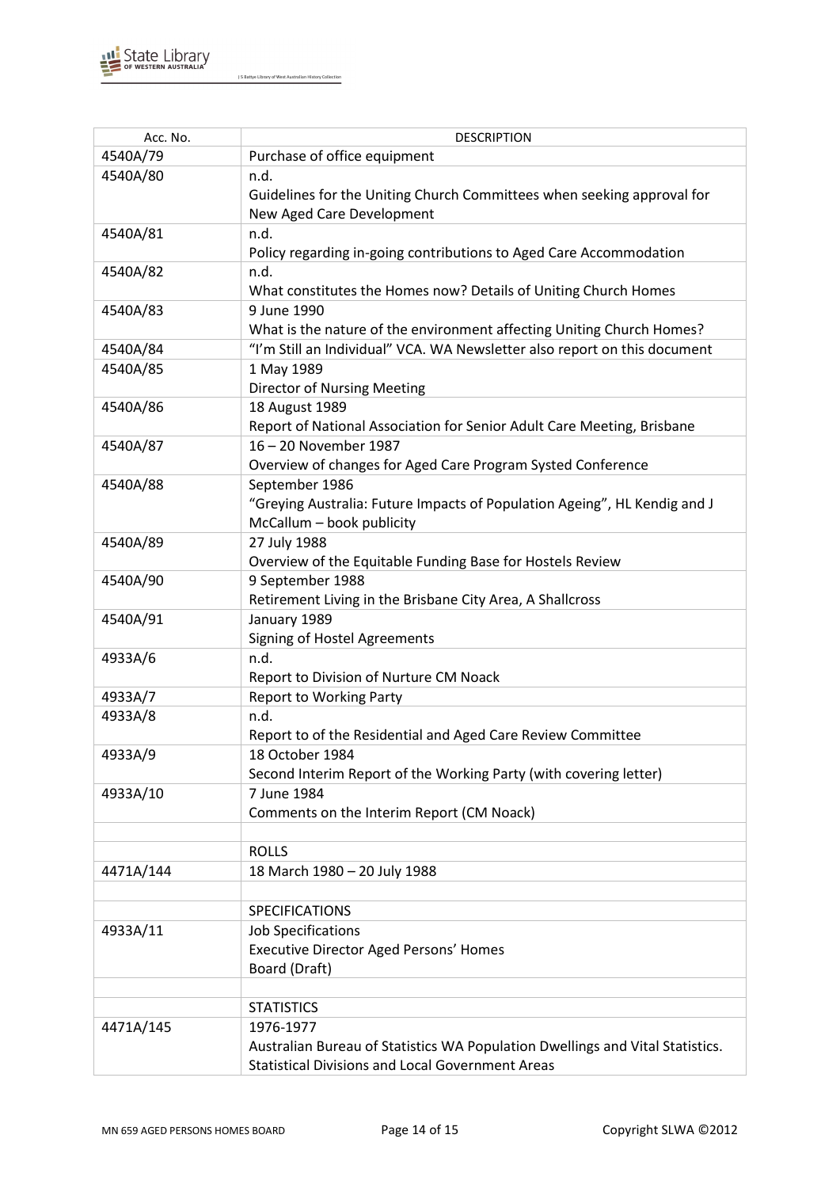| Acc. No. | DESCRIPTION |
|---|---|
| 4540A/79 | Purchase of office equipment |
| 4540A/80 | n.d.<br>Guidelines for the Uniting Church Committees when seeking approval for New Aged Care Development |
| 4540A/81 | n.d.<br>Policy regarding in-going contributions to Aged Care Accommodation |
| 4540A/82 | n.d.<br>What constitutes the Homes now? Details of Uniting Church Homes |
| 4540A/83 | 9 June 1990<br>What is the nature of the environment affecting Uniting Church Homes? |
| 4540A/84 | "I'm Still an Individual" VCA. WA Newsletter also report on this document |
| 4540A/85 | 1 May 1989<br>Director of Nursing Meeting |
| 4540A/86 | 18 August 1989<br>Report of National Association for Senior Adult Care Meeting, Brisbane |
| 4540A/87 | 16 – 20 November 1987<br>Overview of changes for Aged Care Program Systed Conference |
| 4540A/88 | September 1986<br>"Greying Australia: Future Impacts of Population Ageing", HL Kendig and J McCallum – book publicity |
| 4540A/89 | 27 July 1988<br>Overview of the Equitable Funding Base for Hostels Review |
| 4540A/90 | 9 September 1988<br>Retirement Living in the Brisbane City Area, A Shallcross |
| 4540A/91 | January 1989<br>Signing of Hostel Agreements |
| 4933A/6 | n.d.<br>Report to Division of Nurture CM Noack |
| 4933A/7 | Report to Working Party |
| 4933A/8 | n.d.<br>Report to of the Residential and Aged Care Review Committee |
| 4933A/9 | 18 October 1984<br>Second Interim Report of the Working Party (with covering letter) |
| 4933A/10 | 7 June 1984<br>Comments on the Interim Report (CM Noack) |
| | |
| | ROLLS |
| 4471A/144 | 18 March 1980 – 20 July 1988 |
| | |
| | SPECIFICATIONS |
| 4933A/11 | Job Specifications<br>Executive Director Aged Persons' Homes<br>Board (Draft) |
| | |
| | STATISTICS |
| 4471A/145 | 1976-1977<br>Australian Bureau of Statistics WA Population Dwellings and Vital Statistics. Statistical Divisions and Local Government Areas |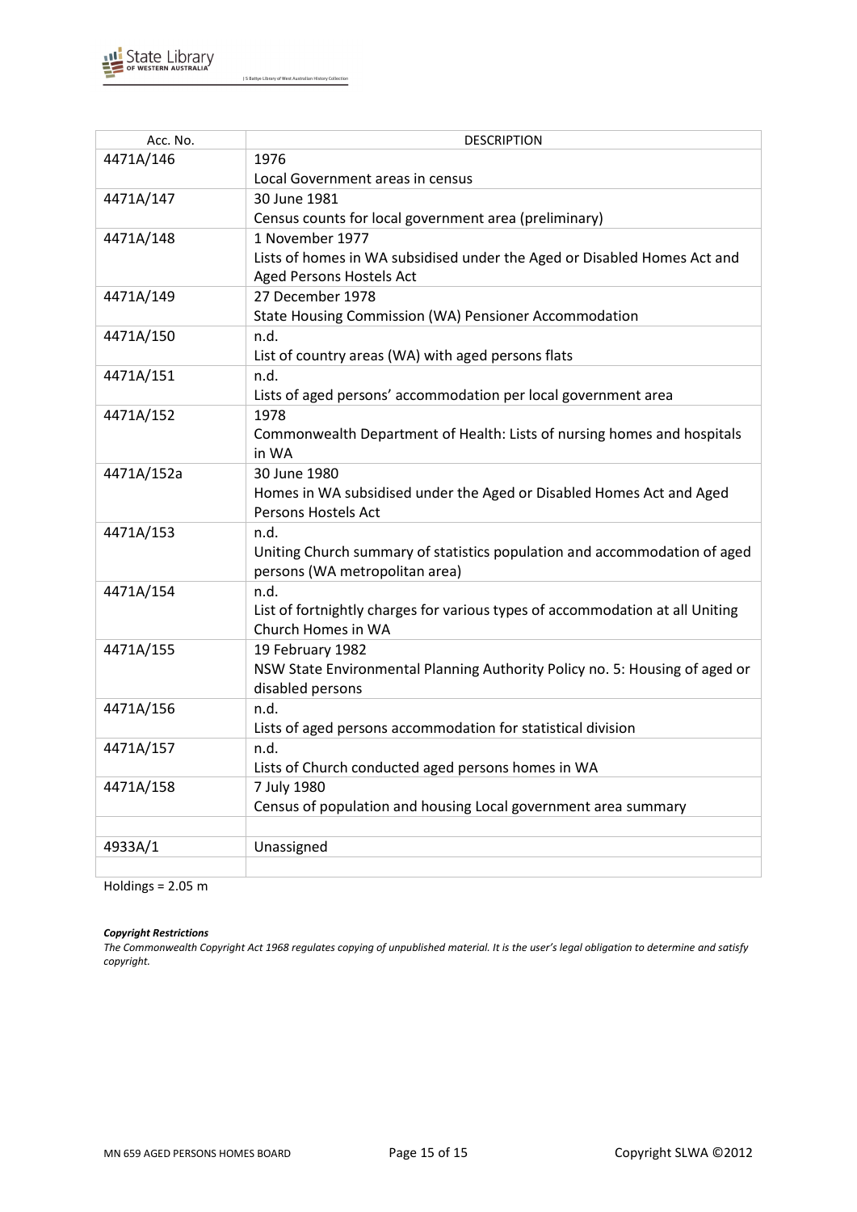| Acc. No. | DESCRIPTION |
|---|---|
| 4471A/146 | 1976<br>Local Government areas in census |
| 4471A/147 | 30 June 1981<br>Census counts for local government area (preliminary) |
| 4471A/148 | 1 November 1977<br>Lists of homes in WA subsidised under the Aged or Disabled Homes Act and Aged Persons Hostels Act |
| 4471A/149 | 27 December 1978<br>State Housing Commission (WA) Pensioner Accommodation |
| 4471A/150 | n.d.<br>List of country areas (WA) with aged persons flats |
| 4471A/151 | n.d.<br>Lists of aged persons' accommodation per local government area |
| 4471A/152 | 1978<br>Commonwealth Department of Health: Lists of nursing homes and hospitals in WA |
| 4471A/152a | 30 June 1980<br>Homes in WA subsidised under the Aged or Disabled Homes Act and Aged Persons Hostels Act |
| 4471A/153 | n.d.<br>Uniting Church summary of statistics population and accommodation of aged persons (WA metropolitan area) |
| 4471A/154 | n.d.<br>List of fortnightly charges for various types of accommodation at all Uniting Church Homes in WA |
| 4471A/155 | 19 February 1982<br>NSW State Environmental Planning Authority Policy no. 5: Housing of aged or disabled persons |
| 4471A/156 | n.d.<br>Lists of aged persons accommodation for statistical division |
| 4471A/157 | n.d.<br>Lists of Church conducted aged persons homes in WA |
| 4471A/158 | 7 July 1980<br>Census of population and housing Local government area summary |
| | |
| 4933A/1 | Unassigned |
| | |

Holdings = 2.05 m

***Copyright Restrictions***

*The Commonwealth Copyright Act 1968 regulates copying of unpublished material. It is the user's legal obligation to determine and satisfy copyright.*